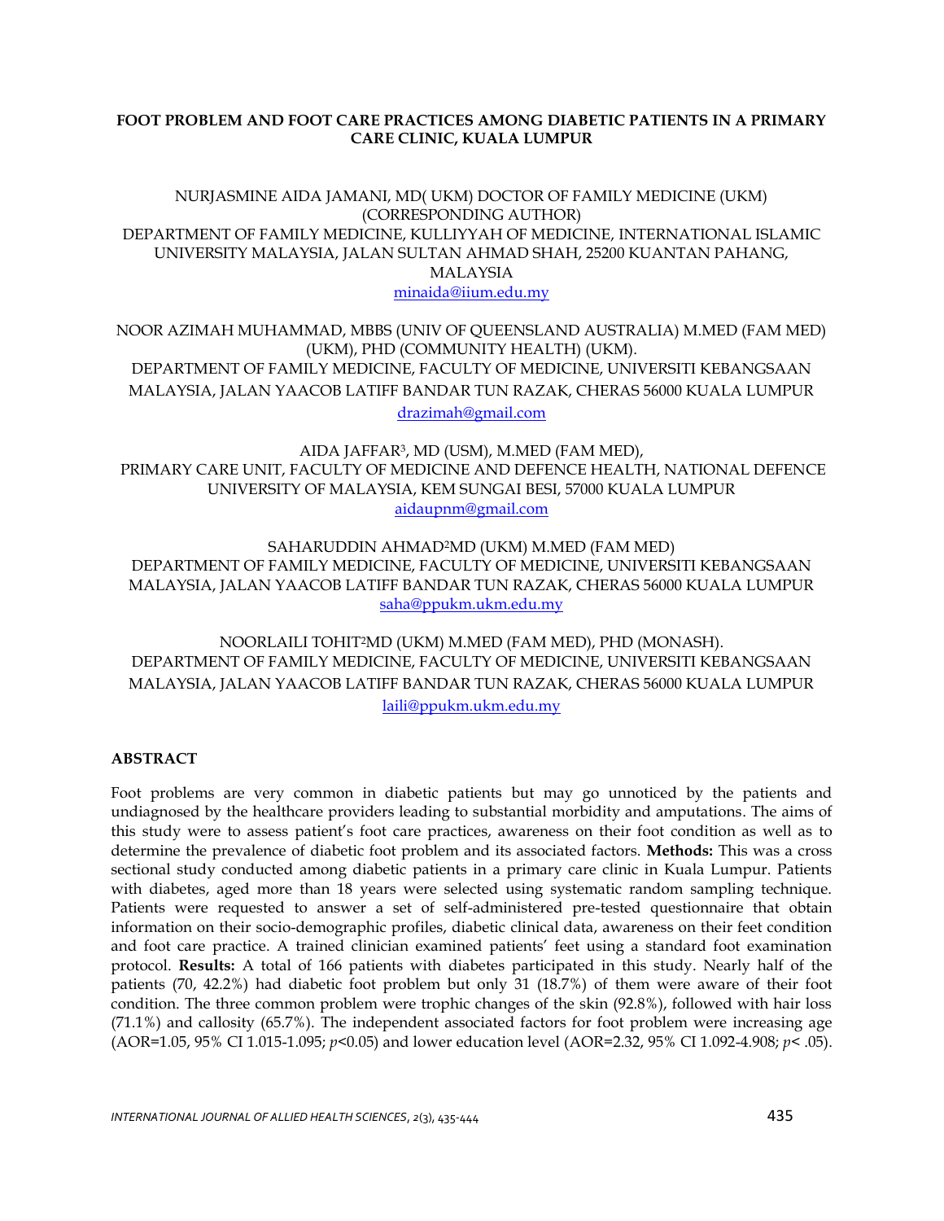# FOOT PROBLEM AND FOOT CARE PRACTICES AMONG DIABETIC PATIENTS IN A PRIMARY CARE CLINIC, KUALA LUMPUR

NURJASMINE AIDA JAMANI, MD( UKM) DOCTOR OF FAMILY MEDICINE (UKM) (CORRESPONDING AUTHOR)
DEPARTMENT OF FAMILY MEDICINE, KULLIYYAH OF MEDICINE, INTERNATIONAL ISLAMIC UNIVERSITY MALAYSIA, JALAN SULTAN AHMAD SHAH, 25200 KUANTAN PAHANG, MALAYSIA
minaida@iium.edu.my

NOOR AZIMAH MUHAMMAD, MBBS (UNIV OF QUEENSLAND AUSTRALIA) M.MED (FAM MED) (UKM), PHD (COMMUNITY HEALTH) (UKM).
DEPARTMENT OF FAMILY MEDICINE, FACULTY OF MEDICINE, UNIVERSITI KEBANGSAAN MALAYSIA, JALAN YAACOB LATIFF BANDAR TUN RAZAK, CHERAS 56000 KUALA LUMPUR
drazimah@gmail.com

AIDA JAFFAR[3], MD (USM), M.MED (FAM MED),
PRIMARY CARE UNIT, FACULTY OF MEDICINE AND DEFENCE HEALTH, NATIONAL DEFENCE UNIVERSITY OF MALAYSIA, KEM SUNGAI BESI, 57000 KUALA LUMPUR
aidaupnm@gmail.com

SAHARUDDIN AHMAD[2]MD (UKM) M.MED (FAM MED)
DEPARTMENT OF FAMILY MEDICINE, FACULTY OF MEDICINE, UNIVERSITI KEBANGSAAN MALAYSIA, JALAN YAACOB LATIFF BANDAR TUN RAZAK, CHERAS 56000 KUALA LUMPUR
saha@ppukm.ukm.edu.my

NOORLAILI TOHIT[2]MD (UKM) M.MED (FAM MED), PHD (MONASH).
DEPARTMENT OF FAMILY MEDICINE, FACULTY OF MEDICINE, UNIVERSITI KEBANGSAAN MALAYSIA, JALAN YAACOB LATIFF BANDAR TUN RAZAK, CHERAS 56000 KUALA LUMPUR
laili@ppukm.ukm.edu.my

## ABSTRACT

Foot problems are very common in diabetic patients but may go unnoticed by the patients and undiagnosed by the healthcare providers leading to substantial morbidity and amputations. The aims of this study were to assess patient's foot care practices, awareness on their foot condition as well as to determine the prevalence of diabetic foot problem and its associated factors. **Methods:** This was a cross sectional study conducted among diabetic patients in a primary care clinic in Kuala Lumpur. Patients with diabetes, aged more than 18 years were selected using systematic random sampling technique. Patients were requested to answer a set of self-administered pre-tested questionnaire that obtain information on their socio-demographic profiles, diabetic clinical data, awareness on their feet condition and foot care practice. A trained clinician examined patients' feet using a standard foot examination protocol. **Results:** A total of 166 patients with diabetes participated in this study. Nearly half of the patients (70, 42.2%) had diabetic foot problem but only 31 (18.7%) of them were aware of their foot condition. The three common problem were trophic changes of the skin (92.8%), followed with hair loss (71.1%) and callosity (65.7%). The independent associated factors for foot problem were increasing age (AOR=1.05, 95% CI 1.015-1.095; $p<0.05$) and lower education level (AOR=2.32, 95% CI 1.092-4.908; $p< .05$).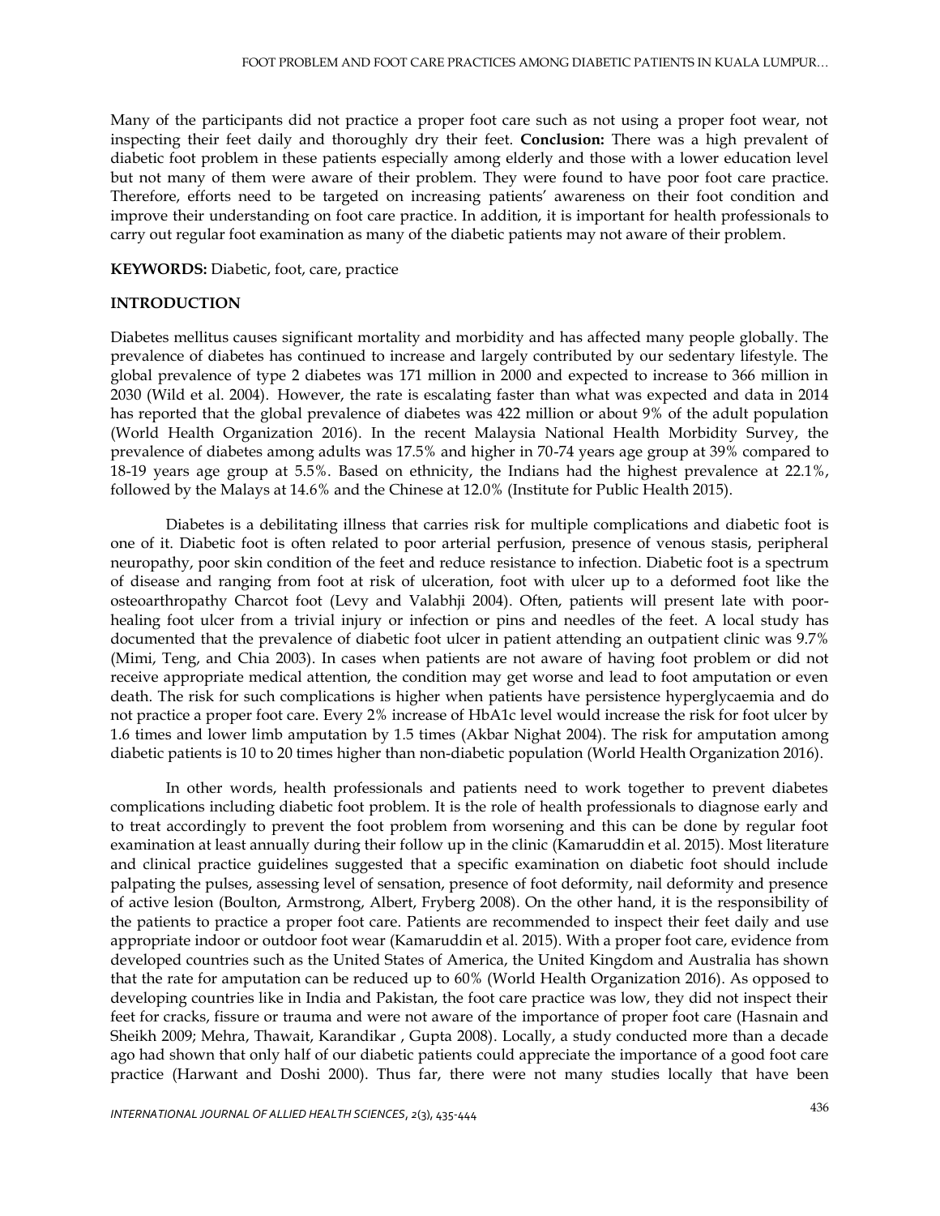Many of the participants did not practice a proper foot care such as not using a proper foot wear, not inspecting their feet daily and thoroughly dry their feet. **Conclusion:** There was a high prevalent of diabetic foot problem in these patients especially among elderly and those with a lower education level but not many of them were aware of their problem. They were found to have poor foot care practice. Therefore, efforts need to be targeted on increasing patients' awareness on their foot condition and improve their understanding on foot care practice. In addition, it is important for health professionals to carry out regular foot examination as many of the diabetic patients may not aware of their problem.

**KEYWORDS:** Diabetic, foot, care, practice

## INTRODUCTION

Diabetes mellitus causes significant mortality and morbidity and has affected many people globally. The prevalence of diabetes has continued to increase and largely contributed by our sedentary lifestyle. The global prevalence of type 2 diabetes was 171 million in 2000 and expected to increase to 366 million in 2030 (Wild et al. 2004). However, the rate is escalating faster than what was expected and data in 2014 has reported that the global prevalence of diabetes was 422 million or about 9% of the adult population (World Health Organization 2016). In the recent Malaysia National Health Morbidity Survey, the prevalence of diabetes among adults was 17.5% and higher in 70-74 years age group at 39% compared to 18-19 years age group at 5.5%. Based on ethnicity, the Indians had the highest prevalence at 22.1%, followed by the Malays at 14.6% and the Chinese at 12.0% (Institute for Public Health 2015).

Diabetes is a debilitating illness that carries risk for multiple complications and diabetic foot is one of it. Diabetic foot is often related to poor arterial perfusion, presence of venous stasis, peripheral neuropathy, poor skin condition of the feet and reduce resistance to infection. Diabetic foot is a spectrum of disease and ranging from foot at risk of ulceration, foot with ulcer up to a deformed foot like the osteoarthropathy Charcot foot (Levy and Valabhji 2004). Often, patients will present late with poor-healing foot ulcer from a trivial injury or infection or pins and needles of the feet. A local study has documented that the prevalence of diabetic foot ulcer in patient attending an outpatient clinic was 9.7% (Mimi, Teng, and Chia 2003). In cases when patients are not aware of having foot problem or did not receive appropriate medical attention, the condition may get worse and lead to foot amputation or even death. The risk for such complications is higher when patients have persistence hyperglycaemia and do not practice a proper foot care. Every 2% increase of HbA1c level would increase the risk for foot ulcer by 1.6 times and lower limb amputation by 1.5 times (Akbar Nighat 2004). The risk for amputation among diabetic patients is 10 to 20 times higher than non-diabetic population (World Health Organization 2016).

In other words, health professionals and patients need to work together to prevent diabetes complications including diabetic foot problem. It is the role of health professionals to diagnose early and to treat accordingly to prevent the foot problem from worsening and this can be done by regular foot examination at least annually during their follow up in the clinic (Kamaruddin et al. 2015). Most literature and clinical practice guidelines suggested that a specific examination on diabetic foot should include palpating the pulses, assessing level of sensation, presence of foot deformity, nail deformity and presence of active lesion (Boulton, Armstrong, Albert, Fryberg 2008). On the other hand, it is the responsibility of the patients to practice a proper foot care. Patients are recommended to inspect their feet daily and use appropriate indoor or outdoor foot wear (Kamaruddin et al. 2015). With a proper foot care, evidence from developed countries such as the United States of America, the United Kingdom and Australia has shown that the rate for amputation can be reduced up to 60% (World Health Organization 2016). As opposed to developing countries like in India and Pakistan, the foot care practice was low, they did not inspect their feet for cracks, fissure or trauma and were not aware of the importance of proper foot care (Hasnain and Sheikh 2009; Mehra, Thawait, Karandikar , Gupta 2008). Locally, a study conducted more than a decade ago had shown that only half of our diabetic patients could appreciate the importance of a good foot care practice (Harwant and Doshi 2000). Thus far, there were not many studies locally that have been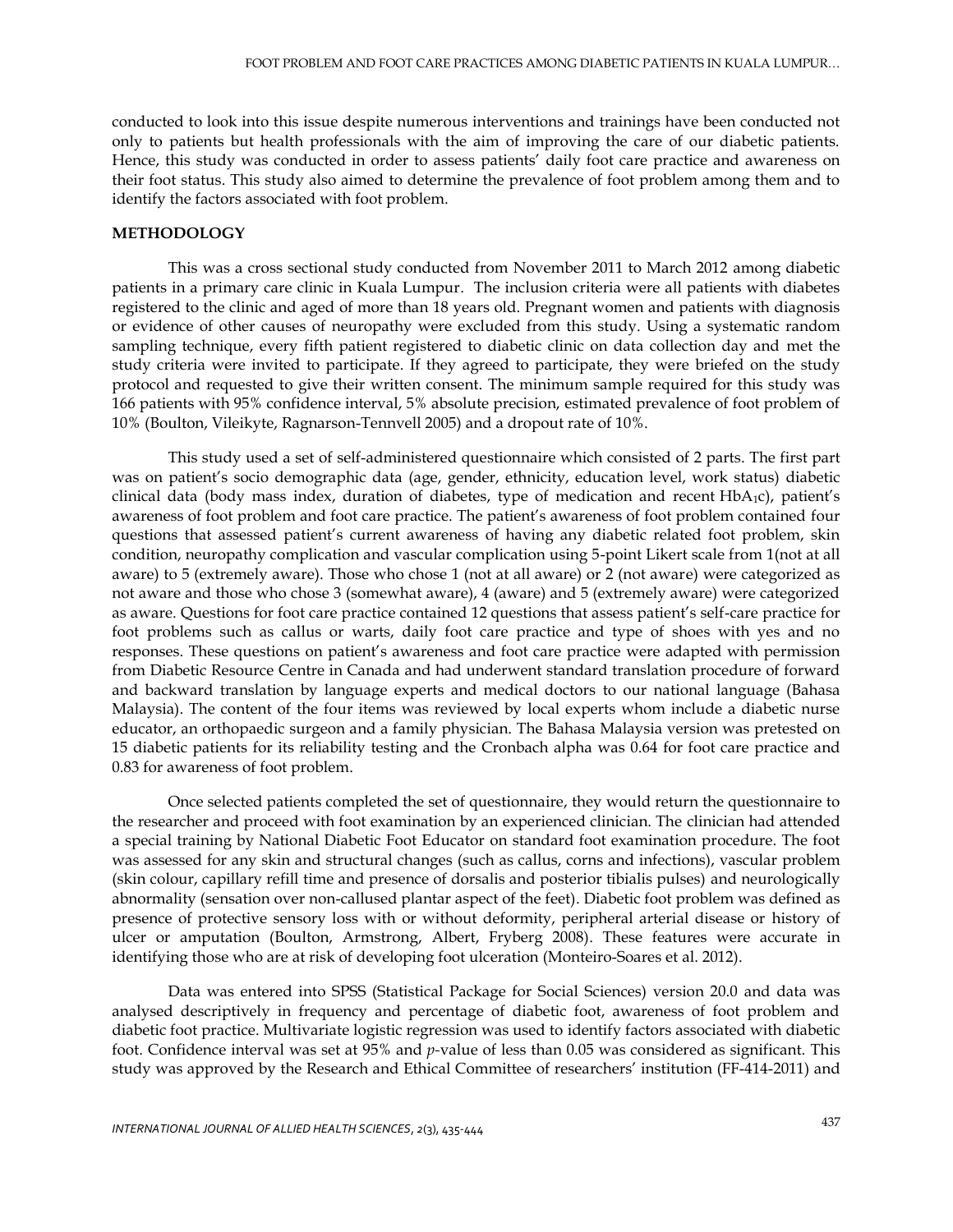conducted to look into this issue despite numerous interventions and trainings have been conducted not only to patients but health professionals with the aim of improving the care of our diabetic patients. Hence, this study was conducted in order to assess patients' daily foot care practice and awareness on their foot status. This study also aimed to determine the prevalence of foot problem among them and to identify the factors associated with foot problem.

## METHODOLOGY

This was a cross sectional study conducted from November 2011 to March 2012 among diabetic patients in a primary care clinic in Kuala Lumpur. The inclusion criteria were all patients with diabetes registered to the clinic and aged of more than 18 years old. Pregnant women and patients with diagnosis or evidence of other causes of neuropathy were excluded from this study. Using a systematic random sampling technique, every fifth patient registered to diabetic clinic on data collection day and met the study criteria were invited to participate. If they agreed to participate, they were briefed on the study protocol and requested to give their written consent. The minimum sample required for this study was 166 patients with 95% confidence interval, 5% absolute precision, estimated prevalence of foot problem of 10% (Boulton, Vileikyte, Ragnarson-Tennvell 2005) and a dropout rate of 10%.

This study used a set of self-administered questionnaire which consisted of 2 parts. The first part was on patient's socio demographic data (age, gender, ethnicity, education level, work status) diabetic clinical data (body mass index, duration of diabetes, type of medication and recent $HbA_1c$), patient's awareness of foot problem and foot care practice. The patient's awareness of foot problem contained four questions that assessed patient's current awareness of having any diabetic related foot problem, skin condition, neuropathy complication and vascular complication using 5-point Likert scale from 1(not at all aware) to 5 (extremely aware). Those who chose 1 (not at all aware) or 2 (not aware) were categorized as not aware and those who chose 3 (somewhat aware), 4 (aware) and 5 (extremely aware) were categorized as aware. Questions for foot care practice contained 12 questions that assess patient's self-care practice for foot problems such as callus or warts, daily foot care practice and type of shoes with yes and no responses. These questions on patient's awareness and foot care practice were adapted with permission from Diabetic Resource Centre in Canada and had underwent standard translation procedure of forward and backward translation by language experts and medical doctors to our national language (Bahasa Malaysia). The content of the four items was reviewed by local experts whom include a diabetic nurse educator, an orthopaedic surgeon and a family physician. The Bahasa Malaysia version was pretested on 15 diabetic patients for its reliability testing and the Cronbach alpha was 0.64 for foot care practice and 0.83 for awareness of foot problem.

Once selected patients completed the set of questionnaire, they would return the questionnaire to the researcher and proceed with foot examination by an experienced clinician. The clinician had attended a special training by National Diabetic Foot Educator on standard foot examination procedure. The foot was assessed for any skin and structural changes (such as callus, corns and infections), vascular problem (skin colour, capillary refill time and presence of dorsalis and posterior tibialis pulses) and neurologically abnormality (sensation over non-callused plantar aspect of the feet). Diabetic foot problem was defined as presence of protective sensory loss with or without deformity, peripheral arterial disease or history of ulcer or amputation (Boulton, Armstrong, Albert, Fryberg 2008). These features were accurate in identifying those who are at risk of developing foot ulceration (Monteiro-Soares et al. 2012).

Data was entered into SPSS (Statistical Package for Social Sciences) version 20.0 and data was analysed descriptively in frequency and percentage of diabetic foot, awareness of foot problem and diabetic foot practice. Multivariate logistic regression was used to identify factors associated with diabetic foot. Confidence interval was set at 95% and *p*-value of less than 0.05 was considered as significant. This study was approved by the Research and Ethical Committee of researchers' institution (FF-414-2011) and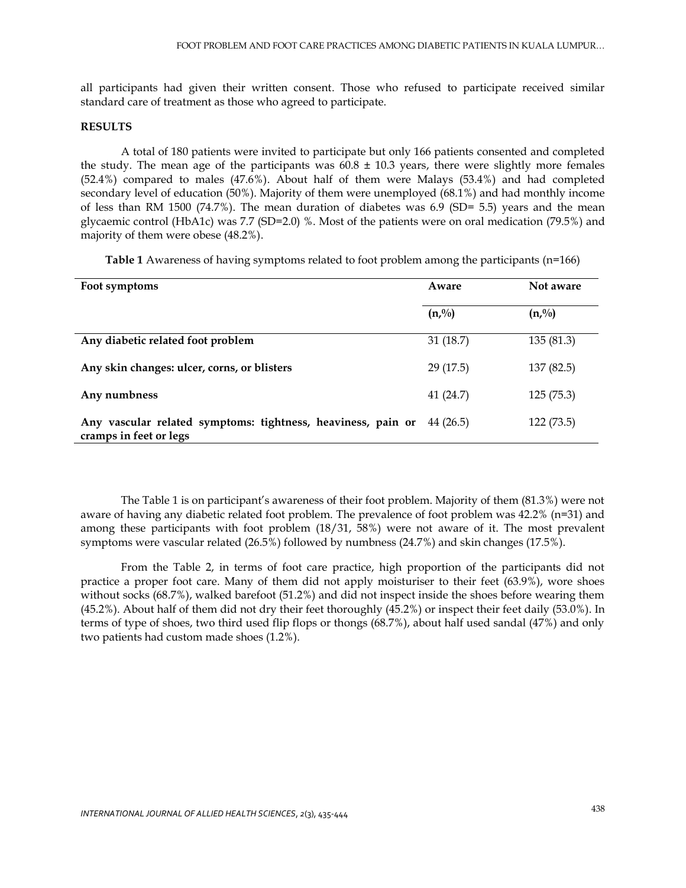all participants had given their written consent. Those who refused to participate received similar standard care of treatment as those who agreed to participate.

**RESULTS**

A total of 180 patients were invited to participate but only 166 patients consented and completed the study. The mean age of the participants was 60.8 ± 10.3 years, there were slightly more females (52.4%) compared to males (47.6%). About half of them were Malays (53.4%) and had completed secondary level of education (50%). Majority of them were unemployed (68.1%) and had monthly income of less than RM 1500 (74.7%). The mean duration of diabetes was 6.9 (SD= 5.5) years and the mean glycaemic control (HbA1c) was 7.7 (SD=2.0) %. Most of the patients were on oral medication (79.5%) and majority of them were obese (48.2%).

**Table 1** Awareness of having symptoms related to foot problem among the participants (n=166)

| Foot symptoms | Aware | Not aware |
|---|---|---|
| | (n,%) | (n,%) |
| **Any diabetic related foot problem** | 31 (18.7) | 135 (81.3) |
| **Any skin changes: ulcer, corns, or blisters** | 29 (17.5) | 137 (82.5) |
| **Any numbness** | 41 (24.7) | 125 (75.3) |
| **Any vascular related symptoms: tightness, heaviness, pain or cramps in feet or legs** | 44 (26.5) | 122 (73.5) |

The Table 1 is on participant's awareness of their foot problem. Majority of them (81.3%) were not aware of having any diabetic related foot problem. The prevalence of foot problem was 42.2% (n=31) and among these participants with foot problem (18/31, 58%) were not aware of it. The most prevalent symptoms were vascular related (26.5%) followed by numbness (24.7%) and skin changes (17.5%).

From the Table 2, in terms of foot care practice, high proportion of the participants did not practice a proper foot care. Many of them did not apply moisturiser to their feet (63.9%), wore shoes without socks (68.7%), walked barefoot (51.2%) and did not inspect inside the shoes before wearing them (45.2%). About half of them did not dry their feet thoroughly (45.2%) or inspect their feet daily (53.0%). In terms of type of shoes, two third used flip flops or thongs (68.7%), about half used sandal (47%) and only two patients had custom made shoes (1.2%).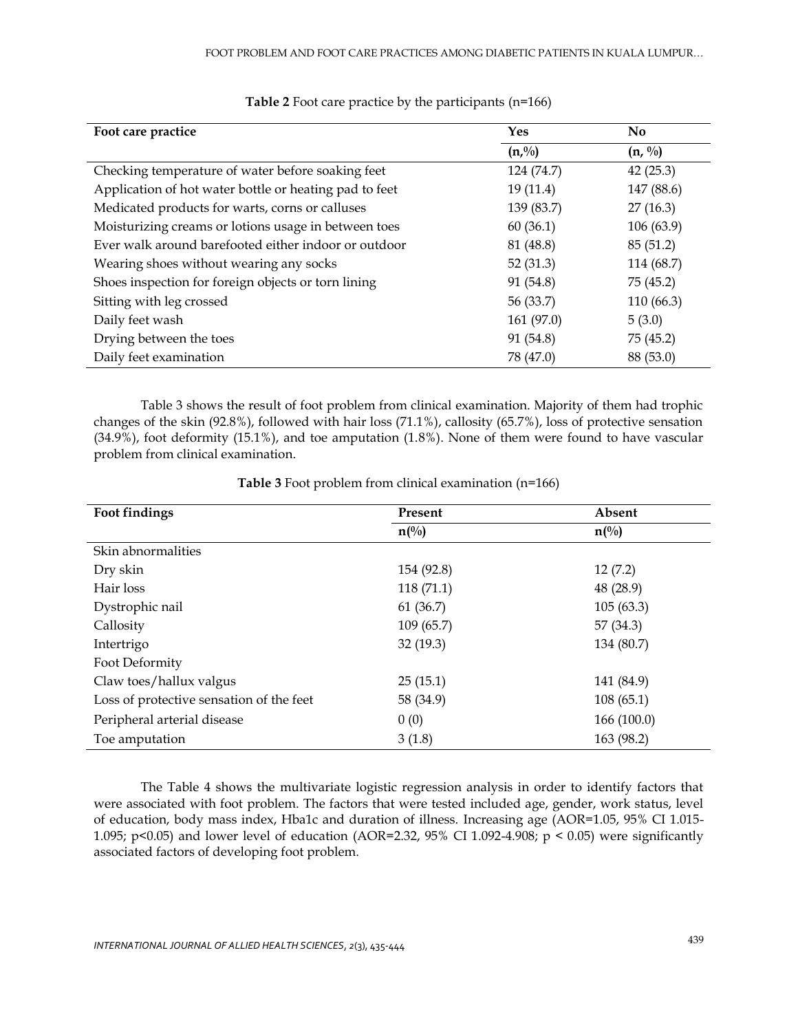**Table 2** Foot care practice by the participants (n=166)

| Foot care practice | Yes | No |
|---|---|---|
| | (n,%) | (n, %) |
| Checking temperature of water before soaking feet | 124 (74.7) | 42 (25.3) |
| Application of hot water bottle or heating pad to feet | 19 (11.4) | 147 (88.6) |
| Medicated products for warts, corns or calluses | 139 (83.7) | 27 (16.3) |
| Moisturizing creams or lotions usage in between toes | 60 (36.1) | 106 (63.9) |
| Ever walk around barefooted either indoor or outdoor | 81 (48.8) | 85 (51.2) |
| Wearing shoes without wearing any socks | 52 (31.3) | 114 (68.7) |
| Shoes inspection for foreign objects or torn lining | 91 (54.8) | 75 (45.2) |
| Sitting with leg crossed | 56 (33.7) | 110 (66.3) |
| Daily feet wash | 161 (97.0) | 5 (3.0) |
| Drying between the toes | 91 (54.8) | 75 (45.2) |
| Daily feet examination | 78 (47.0) | 88 (53.0) |

Table 3 shows the result of foot problem from clinical examination. Majority of them had trophic changes of the skin (92.8%), followed with hair loss (71.1%), callosity (65.7%), loss of protective sensation (34.9%), foot deformity (15.1%), and toe amputation (1.8%). None of them were found to have vascular problem from clinical examination.

**Table 3** Foot problem from clinical examination (n=166)

| Foot findings | Present | Absent |
|---|---|---|
| | n(%) | n(%) |
| Skin abnormalities | | |
| Dry skin | 154 (92.8) | 12 (7.2) |
| Hair loss | 118 (71.1) | 48 (28.9) |
| Dystrophic nail | 61 (36.7) | 105 (63.3) |
| Callosity | 109 (65.7) | 57 (34.3) |
| Intertrigo | 32 (19.3) | 134 (80.7) |
| Foot Deformity | | |
| Claw toes/hallux valgus | 25 (15.1) | 141 (84.9) |
| Loss of protective sensation of the feet | 58 (34.9) | 108 (65.1) |
| Peripheral arterial disease | 0 (0) | 166 (100.0) |
| Toe amputation | 3 (1.8) | 163 (98.2) |

The Table 4 shows the multivariate logistic regression analysis in order to identify factors that were associated with foot problem. The factors that were tested included age, gender, work status, level of education, body mass index, Hba1c and duration of illness. Increasing age (AOR=1.05, 95% CI 1.015-1.095; $p<0.05$) and lower level of education (AOR=2.32, 95% CI 1.092-4.908; $p < 0.05$) were significantly associated factors of developing foot problem.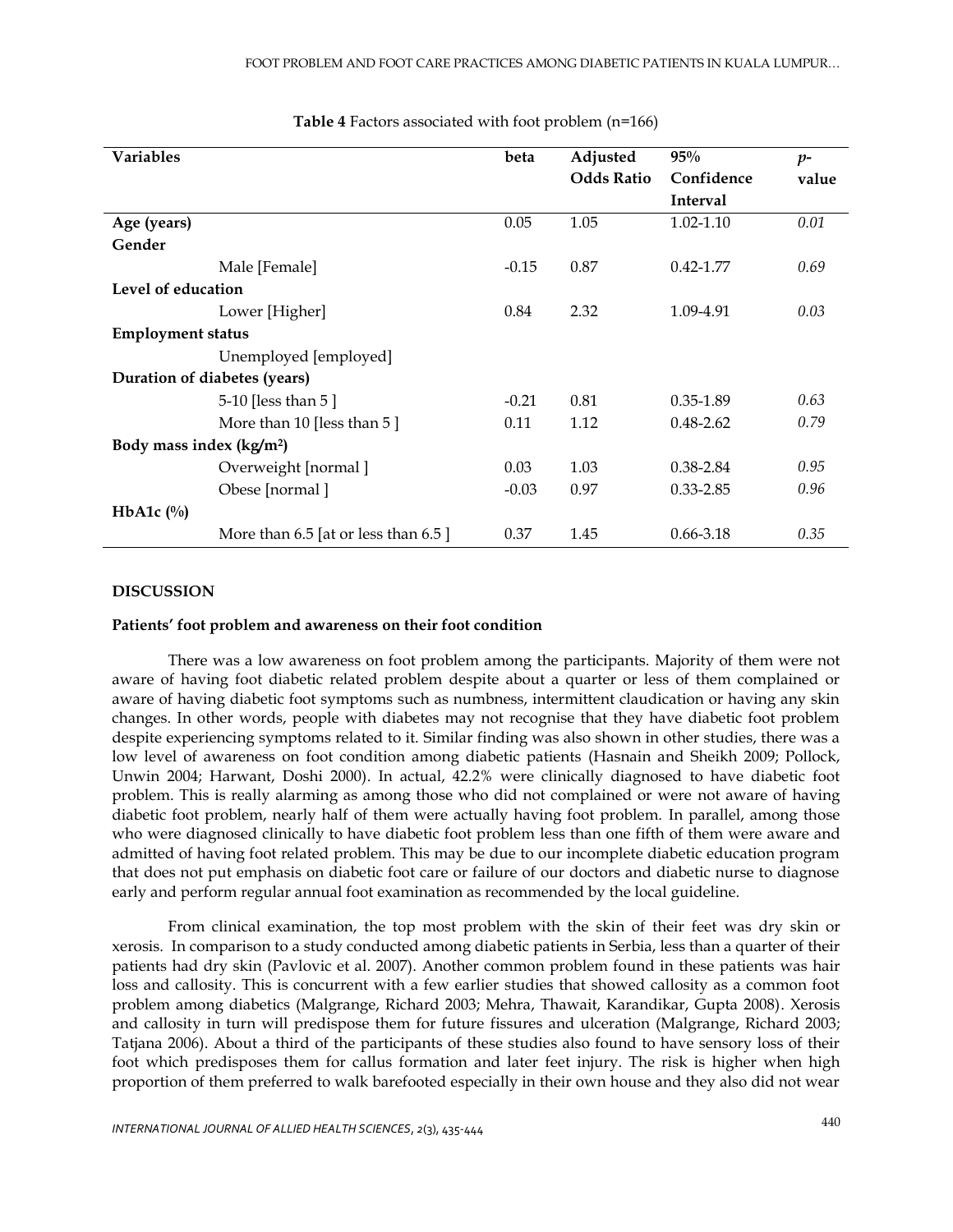**Table 4** Factors associated with foot problem (n=166)

| Variables | | beta | Adjusted Odds Ratio | 95% Confidence Interval | *p*-value |
|---|---|---|---|---|---|
| **Age (years)** | | 0.05 | 1.05 | 1.02-1.10 | *0.01* |
| **Gender** | | | | | |
| | Male [Female] | -0.15 | 0.87 | 0.42-1.77 | *0.69* |
| **Level of education** | | | | | |
| | Lower [Higher] | 0.84 | 2.32 | 1.09-4.91 | *0.03* |
| **Employment status** | | | | | |
| | Unemployed [employed] | | | | |
| **Duration of diabetes (years)** | | | | | |
| | 5-10 [less than 5 ] | -0.21 | 0.81 | 0.35-1.89 | *0.63* |
| | More than 10 [less than 5 ] | 0.11 | 1.12 | 0.48-2.62 | *0.79* |
| **Body mass index (kg/m²)** | | | | | |
| | Overweight [normal ] | 0.03 | 1.03 | 0.38-2.84 | *0.95* |
| | Obese [normal ] | -0.03 | 0.97 | 0.33-2.85 | *0.96* |
| **HbA1c (%)** | | | | | |
| | More than 6.5 [at or less than 6.5 ] | 0.37 | 1.45 | 0.66-3.18 | *0.35* |

## DISCUSSION

### Patients' foot problem and awareness on their foot condition

There was a low awareness on foot problem among the participants. Majority of them were not aware of having foot diabetic related problem despite about a quarter or less of them complained or aware of having diabetic foot symptoms such as numbness, intermittent claudication or having any skin changes. In other words, people with diabetes may not recognise that they have diabetic foot problem despite experiencing symptoms related to it. Similar finding was also shown in other studies, there was a low level of awareness on foot condition among diabetic patients (Hasnain and Sheikh 2009; Pollock, Unwin 2004; Harwant, Doshi 2000). In actual, 42.2% were clinically diagnosed to have diabetic foot problem. This is really alarming as among those who did not complained or were not aware of having diabetic foot problem, nearly half of them were actually having foot problem. In parallel, among those who were diagnosed clinically to have diabetic foot problem less than one fifth of them were aware and admitted of having foot related problem. This may be due to our incomplete diabetic education program that does not put emphasis on diabetic foot care or failure of our doctors and diabetic nurse to diagnose early and perform regular annual foot examination as recommended by the local guideline.

From clinical examination, the top most problem with the skin of their feet was dry skin or xerosis. In comparison to a study conducted among diabetic patients in Serbia, less than a quarter of their patients had dry skin (Pavlovic et al. 2007). Another common problem found in these patients was hair loss and callosity. This is concurrent with a few earlier studies that showed callosity as a common foot problem among diabetics (Malgrange, Richard 2003; Mehra, Thawait, Karandikar, Gupta 2008). Xerosis and callosity in turn will predispose them for future fissures and ulceration (Malgrange, Richard 2003; Tatjana 2006). About a third of the participants of these studies also found to have sensory loss of their foot which predisposes them for callus formation and later feet injury. The risk is higher when high proportion of them preferred to walk barefooted especially in their own house and they also did not wear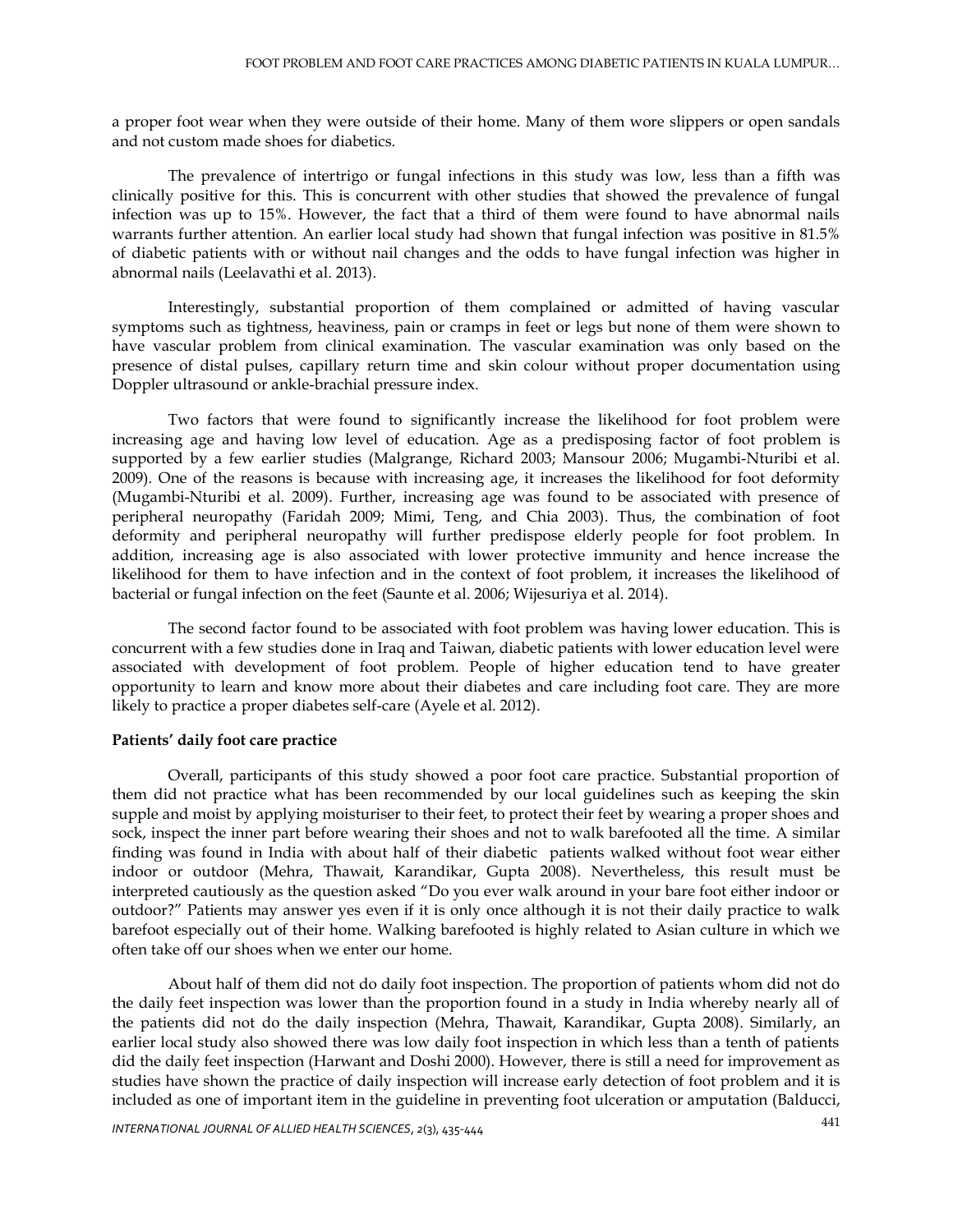a proper foot wear when they were outside of their home. Many of them wore slippers or open sandals and not custom made shoes for diabetics.

The prevalence of intertrigo or fungal infections in this study was low, less than a fifth was clinically positive for this. This is concurrent with other studies that showed the prevalence of fungal infection was up to 15%. However, the fact that a third of them were found to have abnormal nails warrants further attention. An earlier local study had shown that fungal infection was positive in 81.5% of diabetic patients with or without nail changes and the odds to have fungal infection was higher in abnormal nails (Leelavathi et al. 2013).

Interestingly, substantial proportion of them complained or admitted of having vascular symptoms such as tightness, heaviness, pain or cramps in feet or legs but none of them were shown to have vascular problem from clinical examination. The vascular examination was only based on the presence of distal pulses, capillary return time and skin colour without proper documentation using Doppler ultrasound or ankle-brachial pressure index.

Two factors that were found to significantly increase the likelihood for foot problem were increasing age and having low level of education. Age as a predisposing factor of foot problem is supported by a few earlier studies (Malgrange, Richard 2003; Mansour 2006; Mugambi-Nturibi et al. 2009). One of the reasons is because with increasing age, it increases the likelihood for foot deformity (Mugambi-Nturibi et al. 2009). Further, increasing age was found to be associated with presence of peripheral neuropathy (Faridah 2009; Mimi, Teng, and Chia 2003). Thus, the combination of foot deformity and peripheral neuropathy will further predispose elderly people for foot problem. In addition, increasing age is also associated with lower protective immunity and hence increase the likelihood for them to have infection and in the context of foot problem, it increases the likelihood of bacterial or fungal infection on the feet (Saunte et al. 2006; Wijesuriya et al. 2014).

The second factor found to be associated with foot problem was having lower education. This is concurrent with a few studies done in Iraq and Taiwan, diabetic patients with lower education level were associated with development of foot problem. People of higher education tend to have greater opportunity to learn and know more about their diabetes and care including foot care. They are more likely to practice a proper diabetes self-care (Ayele et al. 2012).

**Patients' daily foot care practice**

Overall, participants of this study showed a poor foot care practice. Substantial proportion of them did not practice what has been recommended by our local guidelines such as keeping the skin supple and moist by applying moisturiser to their feet, to protect their feet by wearing a proper shoes and sock, inspect the inner part before wearing their shoes and not to walk barefooted all the time. A similar finding was found in India with about half of their diabetic patients walked without foot wear either indoor or outdoor (Mehra, Thawait, Karandikar, Gupta 2008). Nevertheless, this result must be interpreted cautiously as the question asked "Do you ever walk around in your bare foot either indoor or outdoor?" Patients may answer yes even if it is only once although it is not their daily practice to walk barefoot especially out of their home. Walking barefooted is highly related to Asian culture in which we often take off our shoes when we enter our home.

About half of them did not do daily foot inspection. The proportion of patients whom did not do the daily feet inspection was lower than the proportion found in a study in India whereby nearly all of the patients did not do the daily inspection (Mehra, Thawait, Karandikar, Gupta 2008). Similarly, an earlier local study also showed there was low daily foot inspection in which less than a tenth of patients did the daily feet inspection (Harwant and Doshi 2000). However, there is still a need for improvement as studies have shown the practice of daily inspection will increase early detection of foot problem and it is included as one of important item in the guideline in preventing foot ulceration or amputation (Balducci,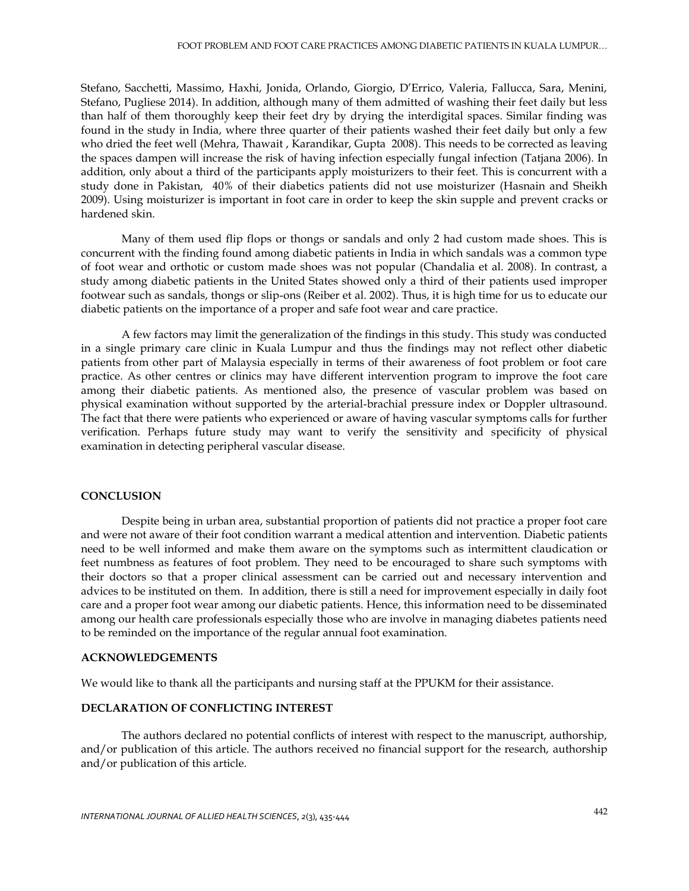Stefano, Sacchetti, Massimo, Haxhi, Jonida, Orlando, Giorgio, D'Errico, Valeria, Fallucca, Sara, Menini, Stefano, Pugliese 2014). In addition, although many of them admitted of washing their feet daily but less than half of them thoroughly keep their feet dry by drying the interdigital spaces. Similar finding was found in the study in India, where three quarter of their patients washed their feet daily but only a few who dried the feet well (Mehra, Thawait , Karandikar, Gupta 2008). This needs to be corrected as leaving the spaces dampen will increase the risk of having infection especially fungal infection (Tatjana 2006). In addition, only about a third of the participants apply moisturizers to their feet. This is concurrent with a study done in Pakistan, 40% of their diabetics patients did not use moisturizer (Hasnain and Sheikh 2009). Using moisturizer is important in foot care in order to keep the skin supple and prevent cracks or hardened skin.

Many of them used flip flops or thongs or sandals and only 2 had custom made shoes. This is concurrent with the finding found among diabetic patients in India in which sandals was a common type of foot wear and orthotic or custom made shoes was not popular (Chandalia et al. 2008). In contrast, a study among diabetic patients in the United States showed only a third of their patients used improper footwear such as sandals, thongs or slip-ons (Reiber et al. 2002). Thus, it is high time for us to educate our diabetic patients on the importance of a proper and safe foot wear and care practice.

A few factors may limit the generalization of the findings in this study. This study was conducted in a single primary care clinic in Kuala Lumpur and thus the findings may not reflect other diabetic patients from other part of Malaysia especially in terms of their awareness of foot problem or foot care practice. As other centres or clinics may have different intervention program to improve the foot care among their diabetic patients. As mentioned also, the presence of vascular problem was based on physical examination without supported by the arterial-brachial pressure index or Doppler ultrasound. The fact that there were patients who experienced or aware of having vascular symptoms calls for further verification. Perhaps future study may want to verify the sensitivity and specificity of physical examination in detecting peripheral vascular disease.

## CONCLUSION

Despite being in urban area, substantial proportion of patients did not practice a proper foot care and were not aware of their foot condition warrant a medical attention and intervention. Diabetic patients need to be well informed and make them aware on the symptoms such as intermittent claudication or feet numbness as features of foot problem. They need to be encouraged to share such symptoms with their doctors so that a proper clinical assessment can be carried out and necessary intervention and advices to be instituted on them. In addition, there is still a need for improvement especially in daily foot care and a proper foot wear among our diabetic patients. Hence, this information need to be disseminated among our health care professionals especially those who are involve in managing diabetes patients need to be reminded on the importance of the regular annual foot examination.

## ACKNOWLEDGEMENTS

We would like to thank all the participants and nursing staff at the PPUKM for their assistance.

## DECLARATION OF CONFLICTING INTEREST

The authors declared no potential conflicts of interest with respect to the manuscript, authorship, and/or publication of this article. The authors received no financial support for the research, authorship and/or publication of this article.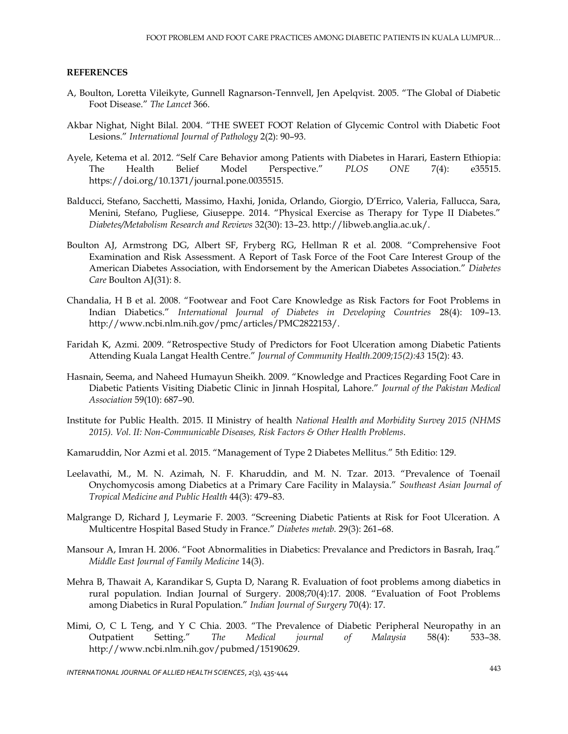**REFERENCES**

A, Boulton, Loretta Vileikyte, Gunnell Ragnarson-Tennvell, Jen Apelqvist. 2005. "The Global of Diabetic Foot Disease." *The Lancet* 366.

Akbar Nighat, Night Bilal. 2004. "THE SWEET FOOT Relation of Glycemic Control with Diabetic Foot Lesions." *International Journal of Pathology* 2(2): 90–93.

Ayele, Ketema et al. 2012. "Self Care Behavior among Patients with Diabetes in Harari, Eastern Ethiopia: The Health Belief Model Perspective." *PLOS ONE* 7(4): e35515. https://doi.org/10.1371/journal.pone.0035515.

Balducci, Stefano, Sacchetti, Massimo, Haxhi, Jonida, Orlando, Giorgio, D'Errico, Valeria, Fallucca, Sara, Menini, Stefano, Pugliese, Giuseppe. 2014. "Physical Exercise as Therapy for Type II Diabetes." *Diabetes/Metabolism Research and Reviews* 32(30): 13–23. http://libweb.anglia.ac.uk/.

Boulton AJ, Armstrong DG, Albert SF, Fryberg RG, Hellman R et al. 2008. "Comprehensive Foot Examination and Risk Assessment. A Report of Task Force of the Foot Care Interest Group of the American Diabetes Association, with Endorsement by the American Diabetes Association." *Diabetes Care* Boulton AJ(31): 8.

Chandalia, H B et al. 2008. "Footwear and Foot Care Knowledge as Risk Factors for Foot Problems in Indian Diabetics." *International Journal of Diabetes in Developing Countries* 28(4): 109–13. http://www.ncbi.nlm.nih.gov/pmc/articles/PMC2822153/.

Faridah K, Azmi. 2009. "Retrospective Study of Predictors for Foot Ulceration among Diabetic Patients Attending Kuala Langat Health Centre." *Journal of Community Health.2009;15(2):43* 15(2): 43.

Hasnain, Seema, and Naheed Humayun Sheikh. 2009. "Knowledge and Practices Regarding Foot Care in Diabetic Patients Visiting Diabetic Clinic in Jinnah Hospital, Lahore." *Journal of the Pakistan Medical Association* 59(10): 687–90.

Institute for Public Health. 2015. II Ministry of health *National Health and Morbidity Survey 2015 (NHMS 2015). Vol. II: Non-Communicable Diseases, Risk Factors & Other Health Problems*.

Kamaruddin, Nor Azmi et al. 2015. "Management of Type 2 Diabetes Mellitus." 5th Editio: 129.

Leelavathi, M., M. N. Azimah, N. F. Kharuddin, and M. N. Tzar. 2013. "Prevalence of Toenail Onychomycosis among Diabetics at a Primary Care Facility in Malaysia." *Southeast Asian Journal of Tropical Medicine and Public Health* 44(3): 479–83.

Malgrange D, Richard J, Leymarie F. 2003. "Screening Diabetic Patients at Risk for Foot Ulceration. A Multicentre Hospital Based Study in France." *Diabetes metab.* 29(3): 261–68.

Mansour A, Imran H. 2006. "Foot Abnormalities in Diabetics: Prevalance and Predictors in Basrah, Iraq." *Middle East Journal of Family Medicine* 14(3).

Mehra B, Thawait A, Karandikar S, Gupta D, Narang R. Evaluation of foot problems among diabetics in rural population. Indian Journal of Surgery. 2008;70(4):17. 2008. "Evaluation of Foot Problems among Diabetics in Rural Population." *Indian Journal of Surgery* 70(4): 17.

Mimi, O, C L Teng, and Y C Chia. 2003. "The Prevalence of Diabetic Peripheral Neuropathy in an Outpatient Setting." *The Medical journal of Malaysia* 58(4): 533–38. http://www.ncbi.nlm.nih.gov/pubmed/15190629.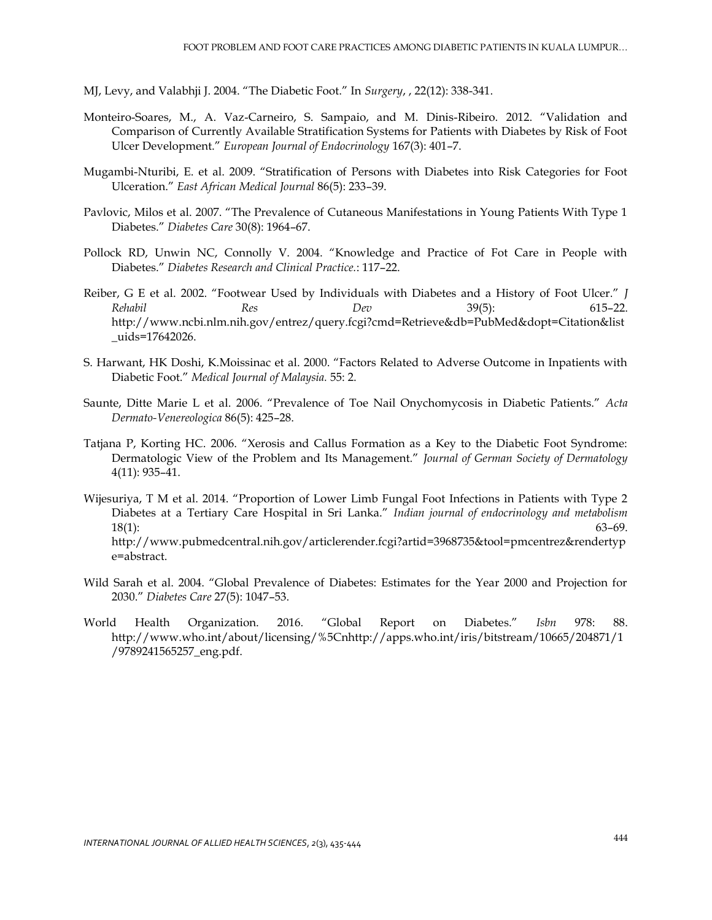MJ, Levy, and Valabhji J. 2004. "The Diabetic Foot." In *Surgery*, , 22(12): 338-341.

Monteiro-Soares, M., A. Vaz-Carneiro, S. Sampaio, and M. Dinis-Ribeiro. 2012. "Validation and Comparison of Currently Available Stratification Systems for Patients with Diabetes by Risk of Foot Ulcer Development." *European Journal of Endocrinology* 167(3): 401–7.

Mugambi-Nturibi, E. et al. 2009. "Stratification of Persons with Diabetes into Risk Categories for Foot Ulceration." *East African Medical Journal* 86(5): 233–39.

Pavlovic, Milos et al. 2007. "The Prevalence of Cutaneous Manifestations in Young Patients With Type 1 Diabetes." *Diabetes Care* 30(8): 1964–67.

Pollock RD, Unwin NC, Connolly V. 2004. "Knowledge and Practice of Fot Care in People with Diabetes." *Diabetes Research and Clinical Practice.*: 117–22.

Reiber, G E et al. 2002. "Footwear Used by Individuals with Diabetes and a History of Foot Ulcer." *J Rehabil Res Dev* 39(5): 615–22. http://www.ncbi.nlm.nih.gov/entrez/query.fcgi?cmd=Retrieve&db=PubMed&dopt=Citation&list_uids=17642026.

S. Harwant, HK Doshi, K.Moissinac et al. 2000. "Factors Related to Adverse Outcome in Inpatients with Diabetic Foot." *Medical Journal of Malaysia.* 55: 2.

Saunte, Ditte Marie L et al. 2006. "Prevalence of Toe Nail Onychomycosis in Diabetic Patients." *Acta Dermato-Venereologica* 86(5): 425–28.

Tatjana P, Korting HC. 2006. "Xerosis and Callus Formation as a Key to the Diabetic Foot Syndrome: Dermatologic View of the Problem and Its Management." *Journal of German Society of Dermatology* 4(11): 935–41.

Wijesuriya, T M et al. 2014. "Proportion of Lower Limb Fungal Foot Infections in Patients with Type 2 Diabetes at a Tertiary Care Hospital in Sri Lanka." *Indian journal of endocrinology and metabolism* 18(1): 63–69. http://www.pubmedcentral.nih.gov/articlerender.fcgi?artid=3968735&tool=pmcentrez&rendertype=abstract.

Wild Sarah et al. 2004. "Global Prevalence of Diabetes: Estimates for the Year 2000 and Projection for 2030." *Diabetes Care* 27(5): 1047–53.

World Health Organization. 2016. "Global Report on Diabetes." *Isbn* 978: 88. http://www.who.int/about/licensing/%5Cnhttp://apps.who.int/iris/bitstream/10665/204871/1/9789241565257_eng.pdf.